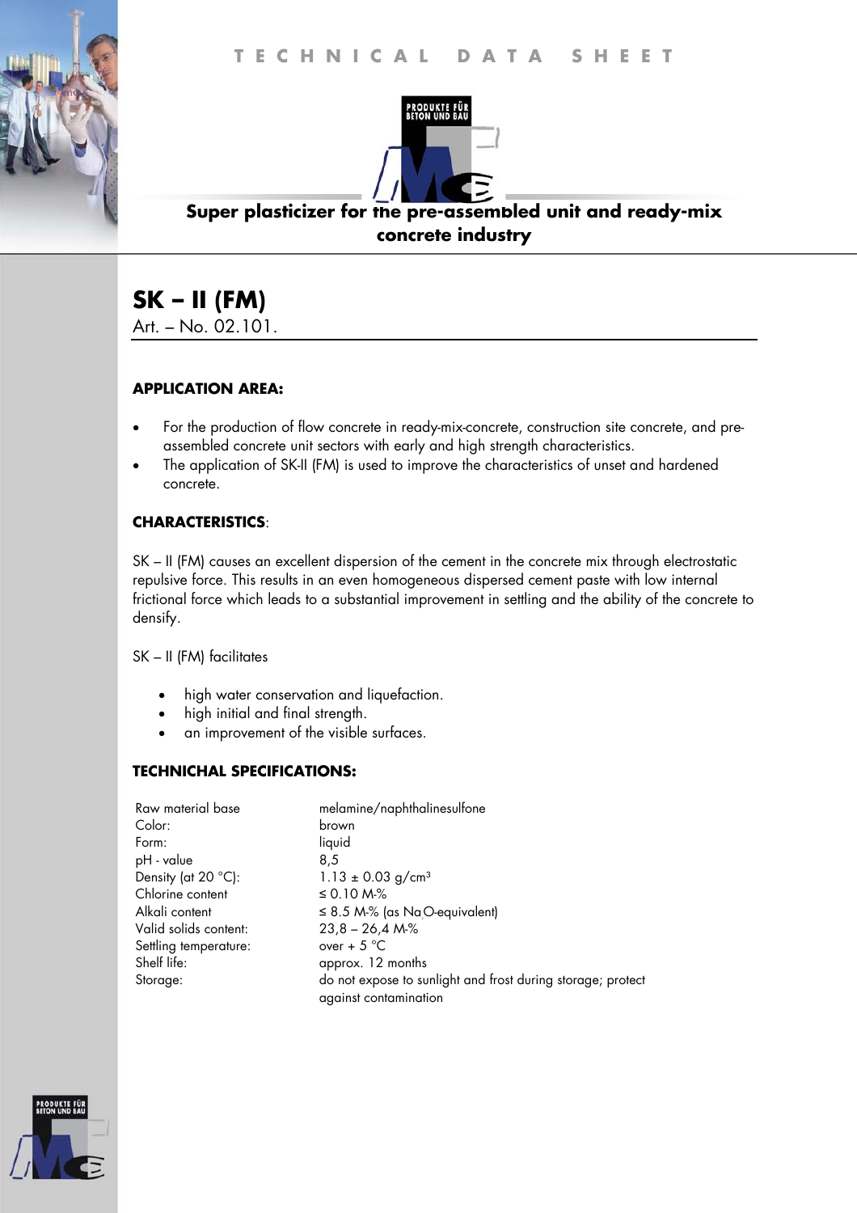TECHNICAL DATA SHEET

PRODUKTE FÜR BETON UND BAU

**Super plasticizer for the pre-assembled unit and ready-mix concrete industry**

# SK – II (FM)

Art. – No. 02.101.

## APPLICATION AREA:

- For the production of flow concrete in ready-mix-concrete, construction site concrete, and pre-assembled concrete unit sectors with early and high strength characteristics.
- The application of SK-II (FM) is used to improve the characteristics of unset and hardened concrete.

## CHARACTERISTICS:

SK – II (FM) causes an excellent dispersion of the cement in the concrete mix through electrostatic repulsive force. This results in an even homogeneous dispersed cement paste with low internal frictional force which leads to a substantial improvement in settling and the ability of the concrete to densify.

SK – II (FM) facilitates

- high water conservation and liquefaction.
- high initial and final strength.
- an improvement of the visible surfaces.

## TECHNICHAL SPECIFICATIONS:

| | |
|---|---|
| Raw material base | melamine/naphthalinesulfone |
| Color: | brown |
| Form: | liquid |
| pH - value | 8,5 |
| Density (at 20 °C): | 1.13 ± 0.03 g/cm³ |
| Chlorine content | ≤ 0.10 M-% |
| Alkali content | ≤ 8.5 M-% (as $Na_2O$-equivalent) |
| Valid solids content: | 23,8 – 26,4 M-% |
| Settling temperature: | over + 5 °C |
| Shelf life: | approx. 12 months |
| Storage: | do not expose to sunlight and frost during storage; protect against contamination |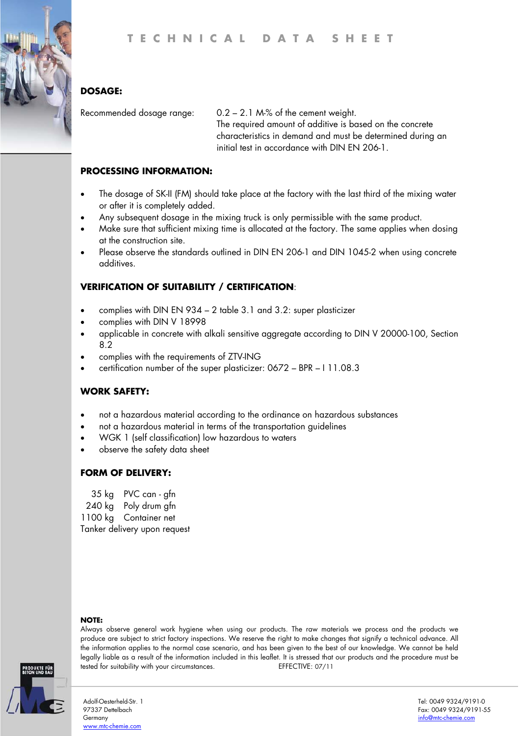# TECHNICAL DATA SHEET

## DOSAGE:

| | |
|---|---|
| Recommended dosage range: | 0.2 – 2.1 M-% of the cement weight. The required amount of additive is based on the concrete characteristics in demand and must be determined during an initial test in accordance with DIN EN 206-1. |

## PROCESSING INFORMATION:

- The dosage of SK-II (FM) should take place at the factory with the last third of the mixing water or after it is completely added.
- Any subsequent dosage in the mixing truck is only permissible with the same product.
- Make sure that sufficient mixing time is allocated at the factory. The same applies when dosing at the construction site.
- Please observe the standards outlined in DIN EN 206-1 and DIN 1045-2 when using concrete additives.

## VERIFICATION OF SUITABILITY / CERTIFICATION:

- complies with DIN EN 934 – 2 table 3.1 and 3.2: super plasticizer
- complies with DIN V 18998
- applicable in concrete with alkali sensitive aggregate according to DIN V 20000-100, Section 8.2
- complies with the requirements of ZTV-ING
- certification number of the super plasticizer: 0672 – BPR – I 11.08.3

## WORK SAFETY:

- not a hazardous material according to the ordinance on hazardous substances
- not a hazardous material in terms of the transportation guidelines
- WGK 1 (self classification) low hazardous to waters
- observe the safety data sheet

## FORM OF DELIVERY:

35 kg PVC can - gfn
240 kg Poly drum gfn
1100 kg Container net
Tanker delivery upon request

**NOTE:**
Always observe general work hygiene when using our products. The raw materials we process and the products we produce are subject to strict factory inspections. We reserve the right to make changes that signify a technical advance. All the information applies to the normal case scenario, and has been given to the best of our knowledge. We cannot be held legally liable as a result of the information included in this leaflet. It is stressed that our products and the procedure must be tested for suitability with your circumstances. EFFECTIVE: 07/11

PRODUKTE FÜR BETON UND BAU

Adolf-Oesterheld-Str. 1
97337 Dettelbach
Germany
www.mtc-chemie.com

Tel: 0049 9324/9191-0
Fax: 0049 9324/9191-55
info@mtc-chemie.com